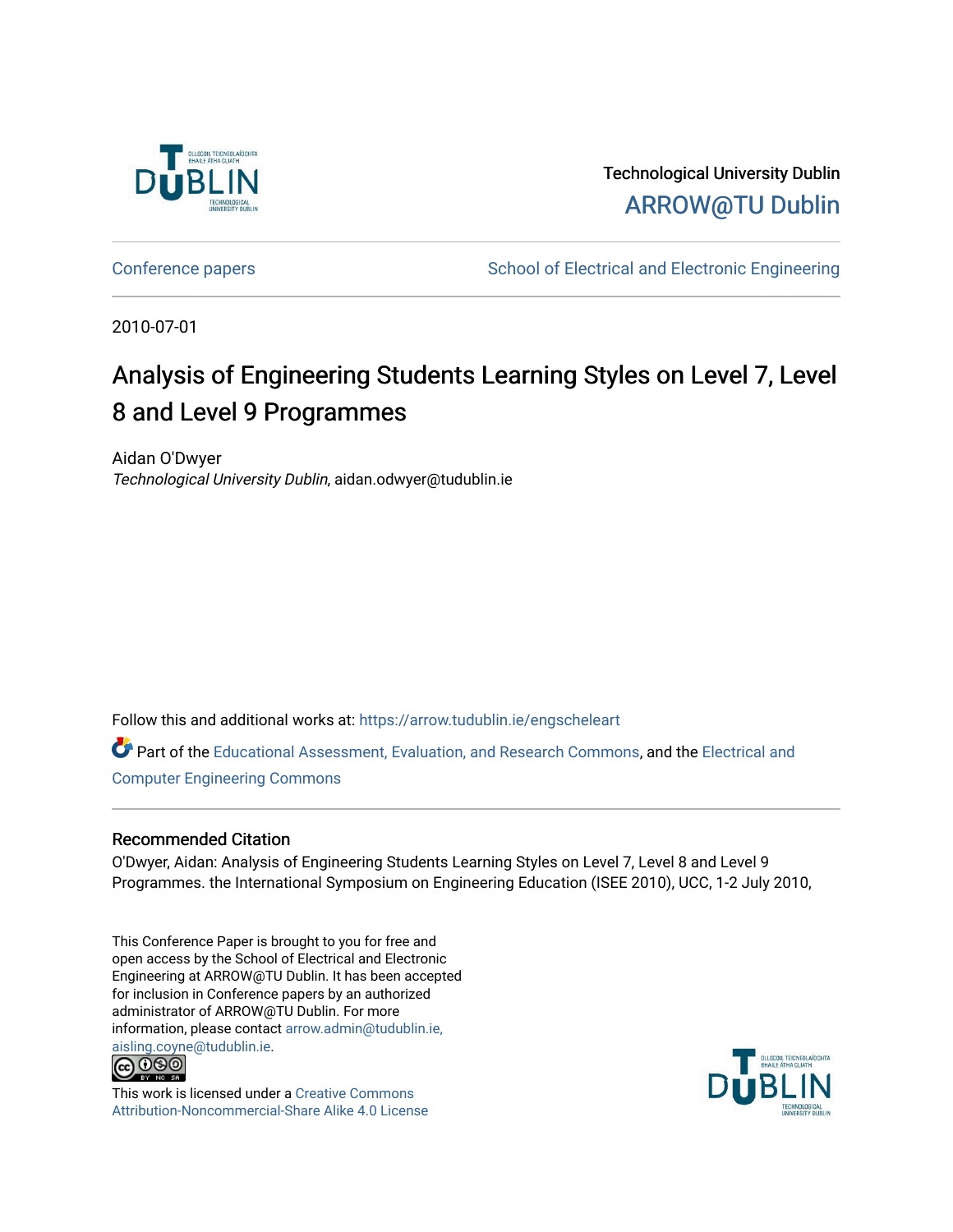Technological University Dublin

ARROW@TU Dublin

Conference papers | School of Electrical and Electronic Engineering

2010-07-01

# Analysis of Engineering Students Learning Styles on Level 7, Level 8 and Level 9 Programmes

Aidan O'Dwyer

*Technological University Dublin*, aidan.odwyer@tudublin.ie

Follow this and additional works at: https://arrow.tudublin.ie/engscheleart

Part of the Educational Assessment, Evaluation, and Research Commons, and the Electrical and Computer Engineering Commons

## Recommended Citation

O'Dwyer, Aidan: Analysis of Engineering Students Learning Styles on Level 7, Level 8 and Level 9 Programmes. the International Symposium on Engineering Education (ISEE 2010), UCC, 1-2 July 2010,

This Conference Paper is brought to you for free and open access by the School of Electrical and Electronic Engineering at ARROW@TU Dublin. It has been accepted for inclusion in Conference papers by an authorized administrator of ARROW@TU Dublin. For more information, please contact arrow.admin@tudublin.ie, aisling.coyne@tudublin.ie.

This work is licensed under a Creative Commons Attribution-Noncommercial-Share Alike 4.0 License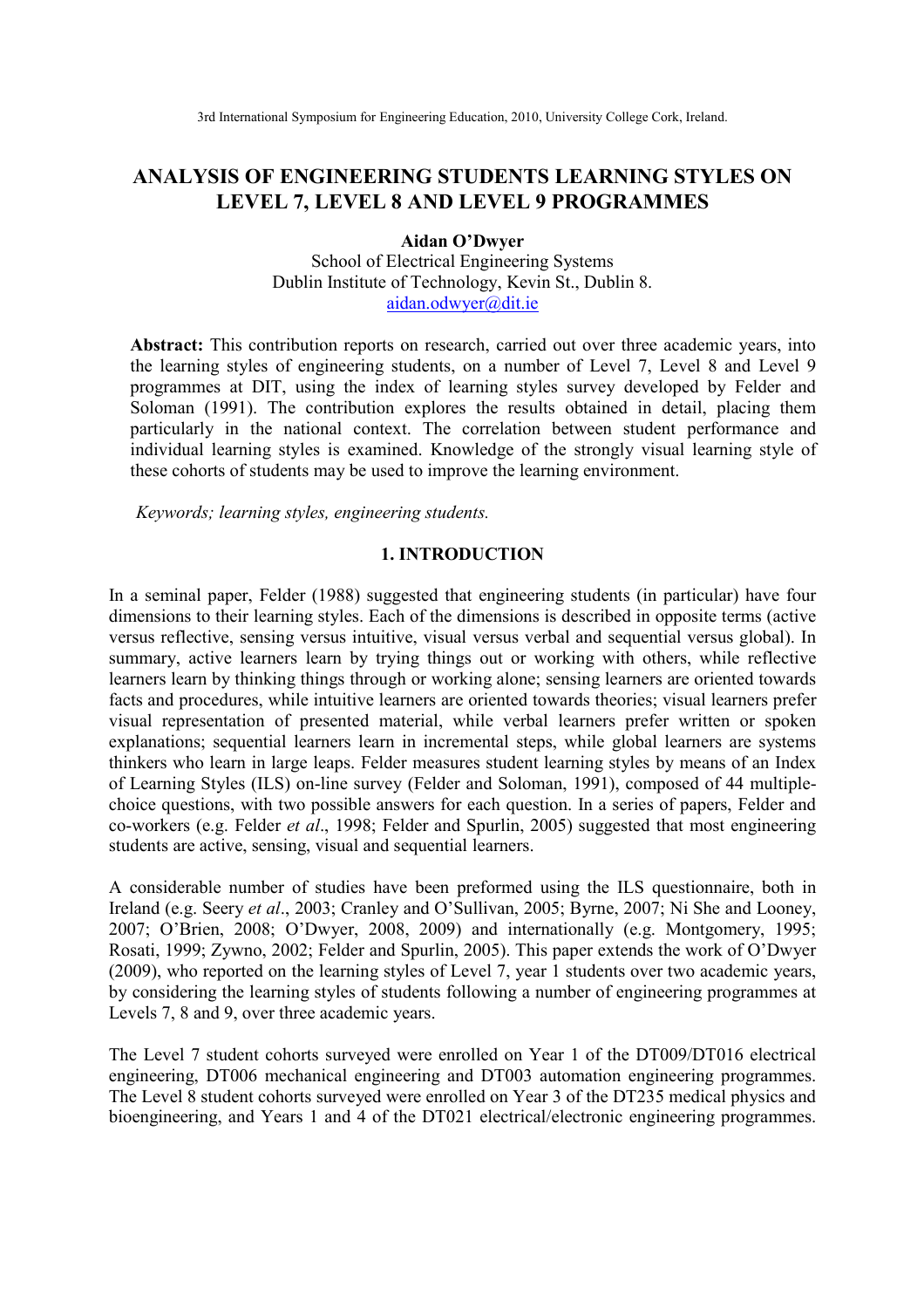# ANALYSIS OF ENGINEERING STUDENTS LEARNING STYLES ON LEVEL 7, LEVEL 8 AND LEVEL 9 PROGRAMMES

**Aidan O'Dwyer**

School of Electrical Engineering Systems
Dublin Institute of Technology, Kevin St., Dublin 8.
aidan.odwyer@dit.ie

**Abstract:** This contribution reports on research, carried out over three academic years, into the learning styles of engineering students, on a number of Level 7, Level 8 and Level 9 programmes at DIT, using the index of learning styles survey developed by Felder and Soloman (1991). The contribution explores the results obtained in detail, placing them particularly in the national context. The correlation between student performance and individual learning styles is examined. Knowledge of the strongly visual learning style of these cohorts of students may be used to improve the learning environment.

*Keywords; learning styles, engineering students.*

## 1. INTRODUCTION

In a seminal paper, Felder (1988) suggested that engineering students (in particular) have four dimensions to their learning styles. Each of the dimensions is described in opposite terms (active versus reflective, sensing versus intuitive, visual versus verbal and sequential versus global). In summary, active learners learn by trying things out or working with others, while reflective learners learn by thinking things through or working alone; sensing learners are oriented towards facts and procedures, while intuitive learners are oriented towards theories; visual learners prefer visual representation of presented material, while verbal learners prefer written or spoken explanations; sequential learners learn in incremental steps, while global learners are systems thinkers who learn in large leaps. Felder measures student learning styles by means of an Index of Learning Styles (ILS) on-line survey (Felder and Soloman, 1991), composed of 44 multiple-choice questions, with two possible answers for each question. In a series of papers, Felder and co-workers (e.g. Felder *et al*., 1998; Felder and Spurlin, 2005) suggested that most engineering students are active, sensing, visual and sequential learners.

A considerable number of studies have been preformed using the ILS questionnaire, both in Ireland (e.g. Seery *et al*., 2003; Cranley and O'Sullivan, 2005; Byrne, 2007; Ni She and Looney, 2007; O'Brien, 2008; O'Dwyer, 2008, 2009) and internationally (e.g. Montgomery, 1995; Rosati, 1999; Zywno, 2002; Felder and Spurlin, 2005). This paper extends the work of O'Dwyer (2009), who reported on the learning styles of Level 7, year 1 students over two academic years, by considering the learning styles of students following a number of engineering programmes at Levels 7, 8 and 9, over three academic years.

The Level 7 student cohorts surveyed were enrolled on Year 1 of the DT009/DT016 electrical engineering, DT006 mechanical engineering and DT003 automation engineering programmes. The Level 8 student cohorts surveyed were enrolled on Year 3 of the DT235 medical physics and bioengineering, and Years 1 and 4 of the DT021 electrical/electronic engineering programmes.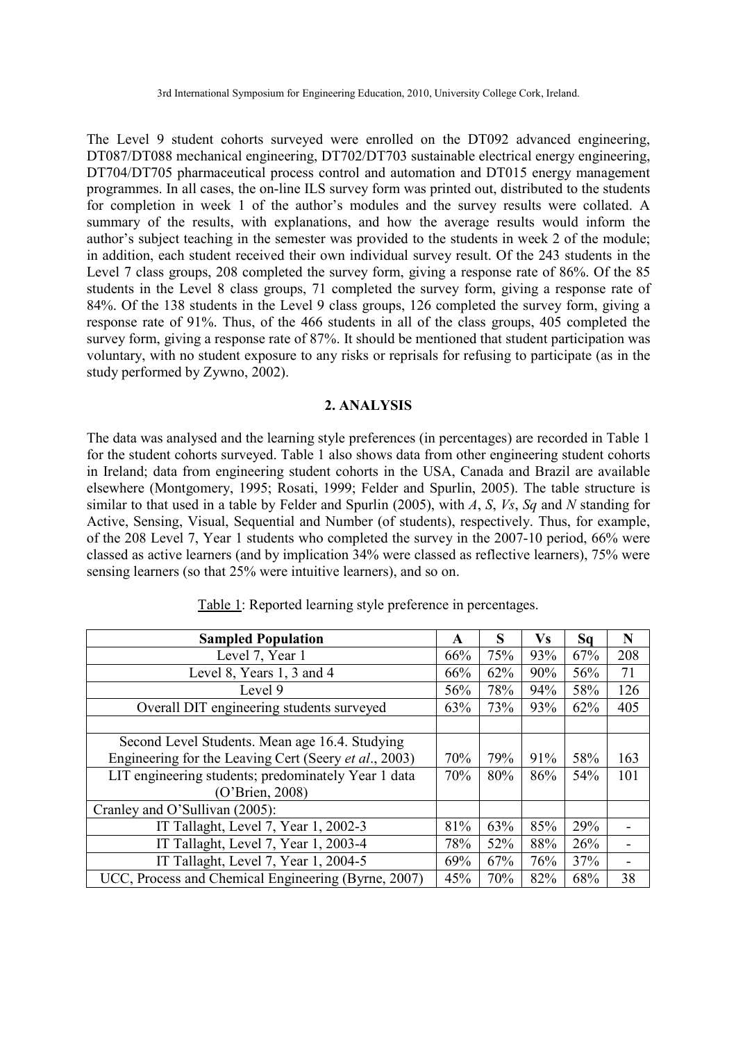The Level 9 student cohorts surveyed were enrolled on the DT092 advanced engineering, DT087/DT088 mechanical engineering, DT702/DT703 sustainable electrical energy engineering, DT704/DT705 pharmaceutical process control and automation and DT015 energy management programmes. In all cases, the on-line ILS survey form was printed out, distributed to the students for completion in week 1 of the author's modules and the survey results were collated. A summary of the results, with explanations, and how the average results would inform the author's subject teaching in the semester was provided to the students in week 2 of the module; in addition, each student received their own individual survey result. Of the 243 students in the Level 7 class groups, 208 completed the survey form, giving a response rate of 86%. Of the 85 students in the Level 8 class groups, 71 completed the survey form, giving a response rate of 84%. Of the 138 students in the Level 9 class groups, 126 completed the survey form, giving a response rate of 91%. Thus, of the 466 students in all of the class groups, 405 completed the survey form, giving a response rate of 87%. It should be mentioned that student participation was voluntary, with no student exposure to any risks or reprisals for refusing to participate (as in the study performed by Zywno, 2002).

## 2. ANALYSIS

The data was analysed and the learning style preferences (in percentages) are recorded in Table 1 for the student cohorts surveyed. Table 1 also shows data from other engineering student cohorts in Ireland; data from engineering student cohorts in the USA, Canada and Brazil are available elsewhere (Montgomery, 1995; Rosati, 1999; Felder and Spurlin, 2005). The table structure is similar to that used in a table by Felder and Spurlin (2005), with *A*, *S*, *Vs*, *Sq* and *N* standing for Active, Sensing, Visual, Sequential and Number (of students), respectively. Thus, for example, of the 208 Level 7, Year 1 students who completed the survey in the 2007-10 period, 66% were classed as active learners (and by implication 34% were classed as reflective learners), 75% were sensing learners (so that 25% were intuitive learners), and so on.

Table 1: Reported learning style preference in percentages.

| Sampled Population | A | S | Vs | Sq | N |
|---|---|---|---|---|---|
| Level 7, Year 1 | 66% | 75% | 93% | 67% | 208 |
| Level 8, Years 1, 3 and 4 | 66% | 62% | 90% | 56% | 71 |
| Level 9 | 56% | 78% | 94% | 58% | 126 |
| Overall DIT engineering students surveyed | 63% | 73% | 93% | 62% | 405 |
| | | | | | |
| Second Level Students. Mean age 16.4. Studying Engineering for the Leaving Cert (Seery *et al*., 2003) | 70% | 79% | 91% | 58% | 163 |
| LIT engineering students; predominately Year 1 data (O'Brien, 2008) | 70% | 80% | 86% | 54% | 101 |
| Cranley and O'Sullivan (2005): | | | | | |
| IT Tallaght, Level 7, Year 1, 2002-3 | 81% | 63% | 85% | 29% | - |
| IT Tallaght, Level 7, Year 1, 2003-4 | 78% | 52% | 88% | 26% | - |
| IT Tallaght, Level 7, Year 1, 2004-5 | 69% | 67% | 76% | 37% | - |
| UCC, Process and Chemical Engineering (Byrne, 2007) | 45% | 70% | 82% | 68% | 38 |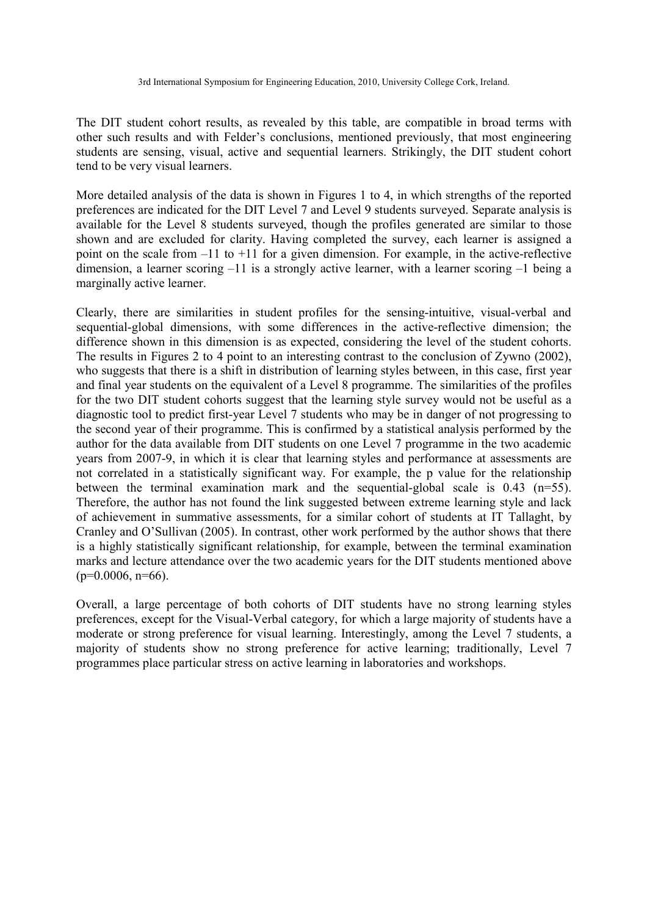The DIT student cohort results, as revealed by this table, are compatible in broad terms with other such results and with Felder's conclusions, mentioned previously, that most engineering students are sensing, visual, active and sequential learners. Strikingly, the DIT student cohort tend to be very visual learners.

More detailed analysis of the data is shown in Figures 1 to 4, in which strengths of the reported preferences are indicated for the DIT Level 7 and Level 9 students surveyed. Separate analysis is available for the Level 8 students surveyed, though the profiles generated are similar to those shown and are excluded for clarity. Having completed the survey, each learner is assigned a point on the scale from –11 to +11 for a given dimension. For example, in the active-reflective dimension, a learner scoring –11 is a strongly active learner, with a learner scoring –1 being a marginally active learner.

Clearly, there are similarities in student profiles for the sensing-intuitive, visual-verbal and sequential-global dimensions, with some differences in the active-reflective dimension; the difference shown in this dimension is as expected, considering the level of the student cohorts. The results in Figures 2 to 4 point to an interesting contrast to the conclusion of Zywno (2002), who suggests that there is a shift in distribution of learning styles between, in this case, first year and final year students on the equivalent of a Level 8 programme. The similarities of the profiles for the two DIT student cohorts suggest that the learning style survey would not be useful as a diagnostic tool to predict first-year Level 7 students who may be in danger of not progressing to the second year of their programme. This is confirmed by a statistical analysis performed by the author for the data available from DIT students on one Level 7 programme in the two academic years from 2007-9, in which it is clear that learning styles and performance at assessments are not correlated in a statistically significant way. For example, the p value for the relationship between the terminal examination mark and the sequential-global scale is 0.43 ($n=55$). Therefore, the author has not found the link suggested between extreme learning style and lack of achievement in summative assessments, for a similar cohort of students at IT Tallaght, by Cranley and O'Sullivan (2005). In contrast, other work performed by the author shows that there is a highly statistically significant relationship, for example, between the terminal examination marks and lecture attendance over the two academic years for the DIT students mentioned above ($p=0.0006$, $n=66$).

Overall, a large percentage of both cohorts of DIT students have no strong learning styles preferences, except for the Visual-Verbal category, for which a large majority of students have a moderate or strong preference for visual learning. Interestingly, among the Level 7 students, a majority of students show no strong preference for active learning; traditionally, Level 7 programmes place particular stress on active learning in laboratories and workshops.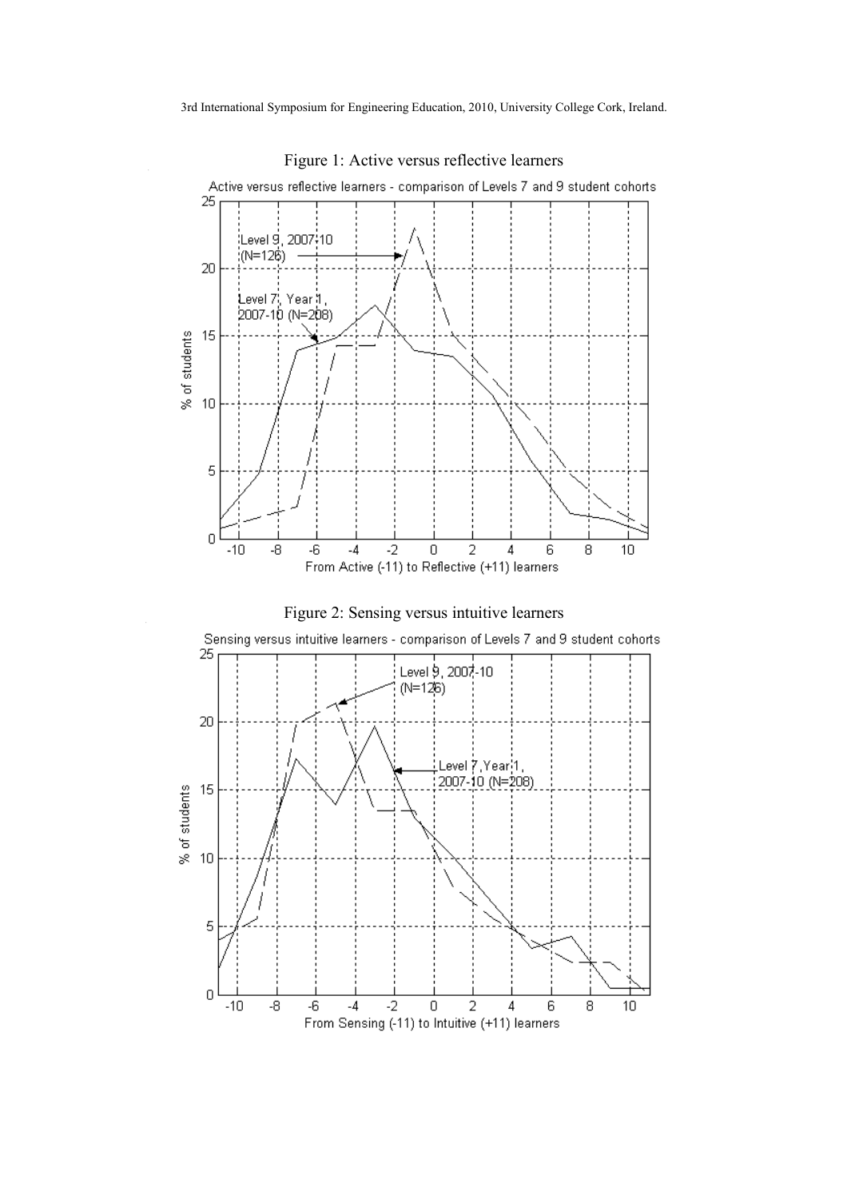Figure 1: Active versus reflective learners

Figure 2: Sensing versus intuitive learners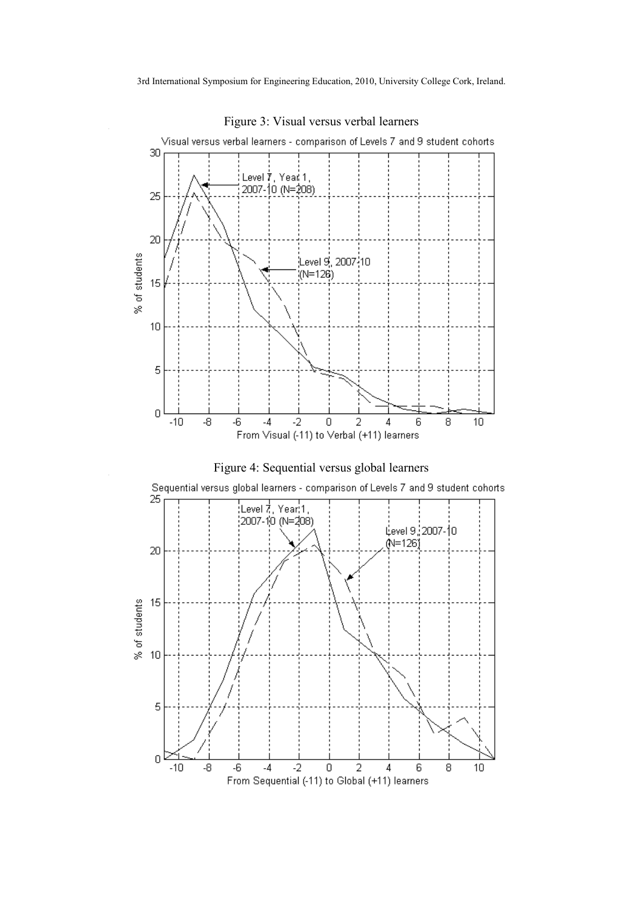Figure 3: Visual versus verbal learners

Figure 4: Sequential versus global learners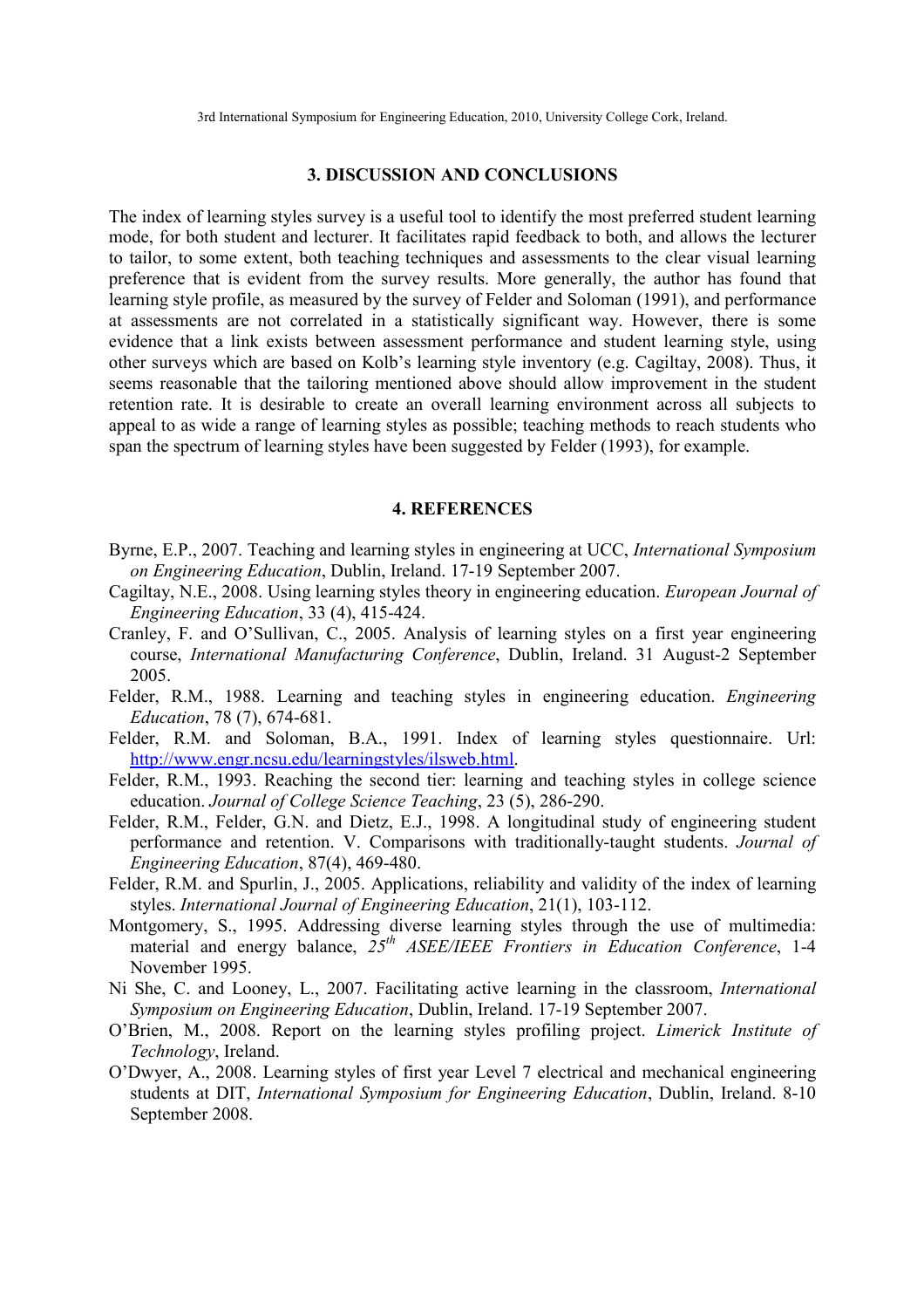## 3. DISCUSSION AND CONCLUSIONS

The index of learning styles survey is a useful tool to identify the most preferred student learning mode, for both student and lecturer. It facilitates rapid feedback to both, and allows the lecturer to tailor, to some extent, both teaching techniques and assessments to the clear visual learning preference that is evident from the survey results. More generally, the author has found that learning style profile, as measured by the survey of Felder and Soloman (1991), and performance at assessments are not correlated in a statistically significant way. However, there is some evidence that a link exists between assessment performance and student learning style, using other surveys which are based on Kolb's learning style inventory (e.g. Cagiltay, 2008). Thus, it seems reasonable that the tailoring mentioned above should allow improvement in the student retention rate. It is desirable to create an overall learning environment across all subjects to appeal to as wide a range of learning styles as possible; teaching methods to reach students who span the spectrum of learning styles have been suggested by Felder (1993), for example.

## 4. REFERENCES

Byrne, E.P., 2007. Teaching and learning styles in engineering at UCC, *International Symposium on Engineering Education*, Dublin, Ireland. 17-19 September 2007.

Cagiltay, N.E., 2008. Using learning styles theory in engineering education. *European Journal of Engineering Education*, 33 (4), 415-424.

Cranley, F. and O'Sullivan, C., 2005. Analysis of learning styles on a first year engineering course, *International Manufacturing Conference*, Dublin, Ireland. 31 August-2 September 2005.

Felder, R.M., 1988. Learning and teaching styles in engineering education. *Engineering Education*, 78 (7), 674-681.

Felder, R.M. and Soloman, B.A., 1991. Index of learning styles questionnaire. Url: http://www.engr.ncsu.edu/learningstyles/ilsweb.html.

Felder, R.M., 1993. Reaching the second tier: learning and teaching styles in college science education. *Journal of College Science Teaching*, 23 (5), 286-290.

Felder, R.M., Felder, G.N. and Dietz, E.J., 1998. A longitudinal study of engineering student performance and retention. V. Comparisons with traditionally-taught students. *Journal of Engineering Education*, 87(4), 469-480.

Felder, R.M. and Spurlin, J., 2005. Applications, reliability and validity of the index of learning styles. *International Journal of Engineering Education*, 21(1), 103-112.

Montgomery, S., 1995. Addressing diverse learning styles through the use of multimedia: material and energy balance, *25th ASEE/IEEE Frontiers in Education Conference*, 1-4 November 1995.

Ni She, C. and Looney, L., 2007. Facilitating active learning in the classroom, *International Symposium on Engineering Education*, Dublin, Ireland. 17-19 September 2007.

O'Brien, M., 2008. Report on the learning styles profiling project. *Limerick Institute of Technology*, Ireland.

O'Dwyer, A., 2008. Learning styles of first year Level 7 electrical and mechanical engineering students at DIT, *International Symposium for Engineering Education*, Dublin, Ireland. 8-10 September 2008.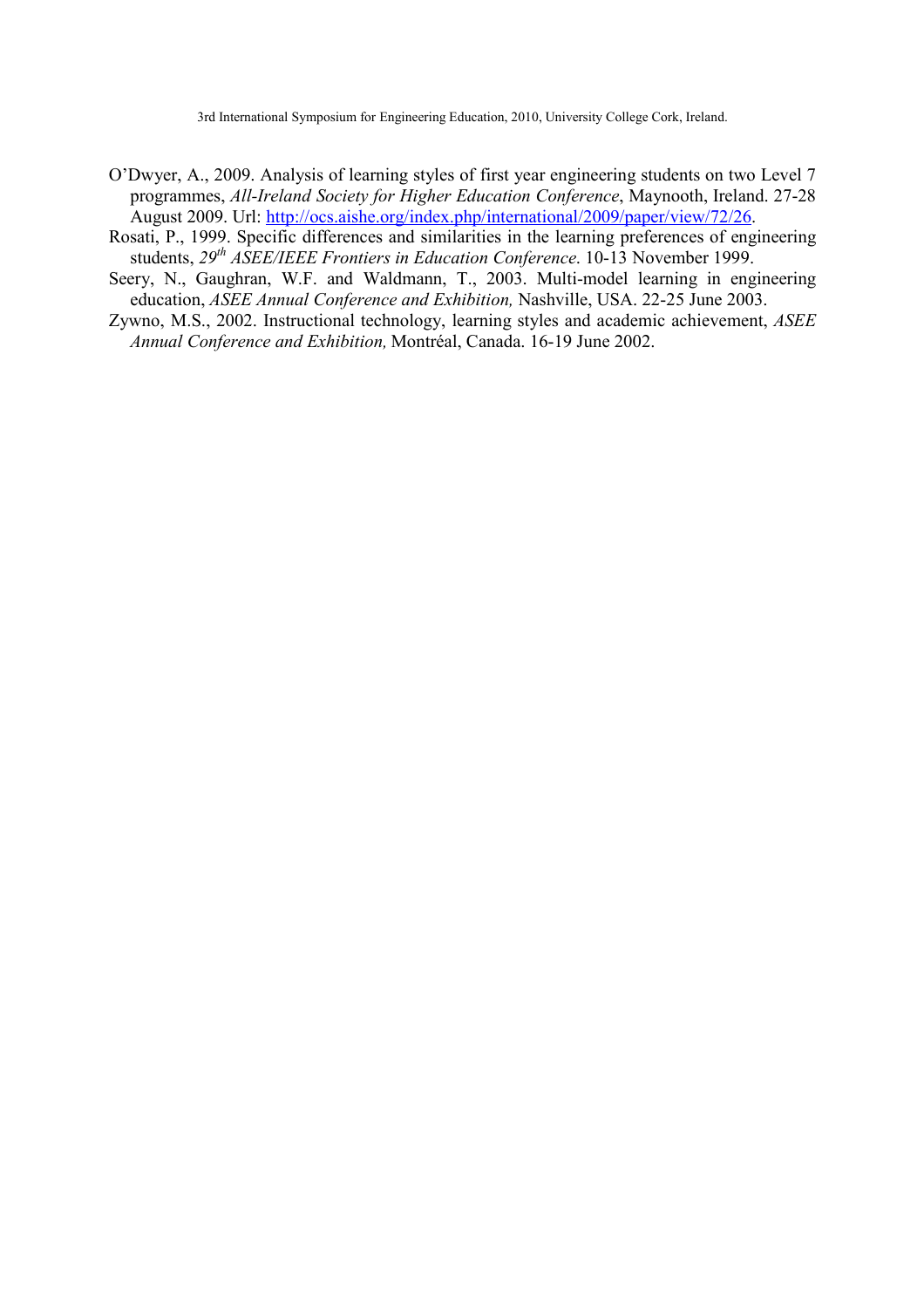O'Dwyer, A., 2009. Analysis of learning styles of first year engineering students on two Level 7 programmes, *All-Ireland Society for Higher Education Conference*, Maynooth, Ireland. 27-28 August 2009. Url: http://ocs.aishe.org/index.php/international/2009/paper/view/72/26.

Rosati, P., 1999. Specific differences and similarities in the learning preferences of engineering students, *29th ASEE/IEEE Frontiers in Education Conference*. 10-13 November 1999.

Seery, N., Gaughran, W.F. and Waldmann, T., 2003. Multi-model learning in engineering education, *ASEE Annual Conference and Exhibition,* Nashville, USA. 22-25 June 2003.

Zywno, M.S., 2002. Instructional technology, learning styles and academic achievement, *ASEE Annual Conference and Exhibition,* Montréal, Canada. 16-19 June 2002.